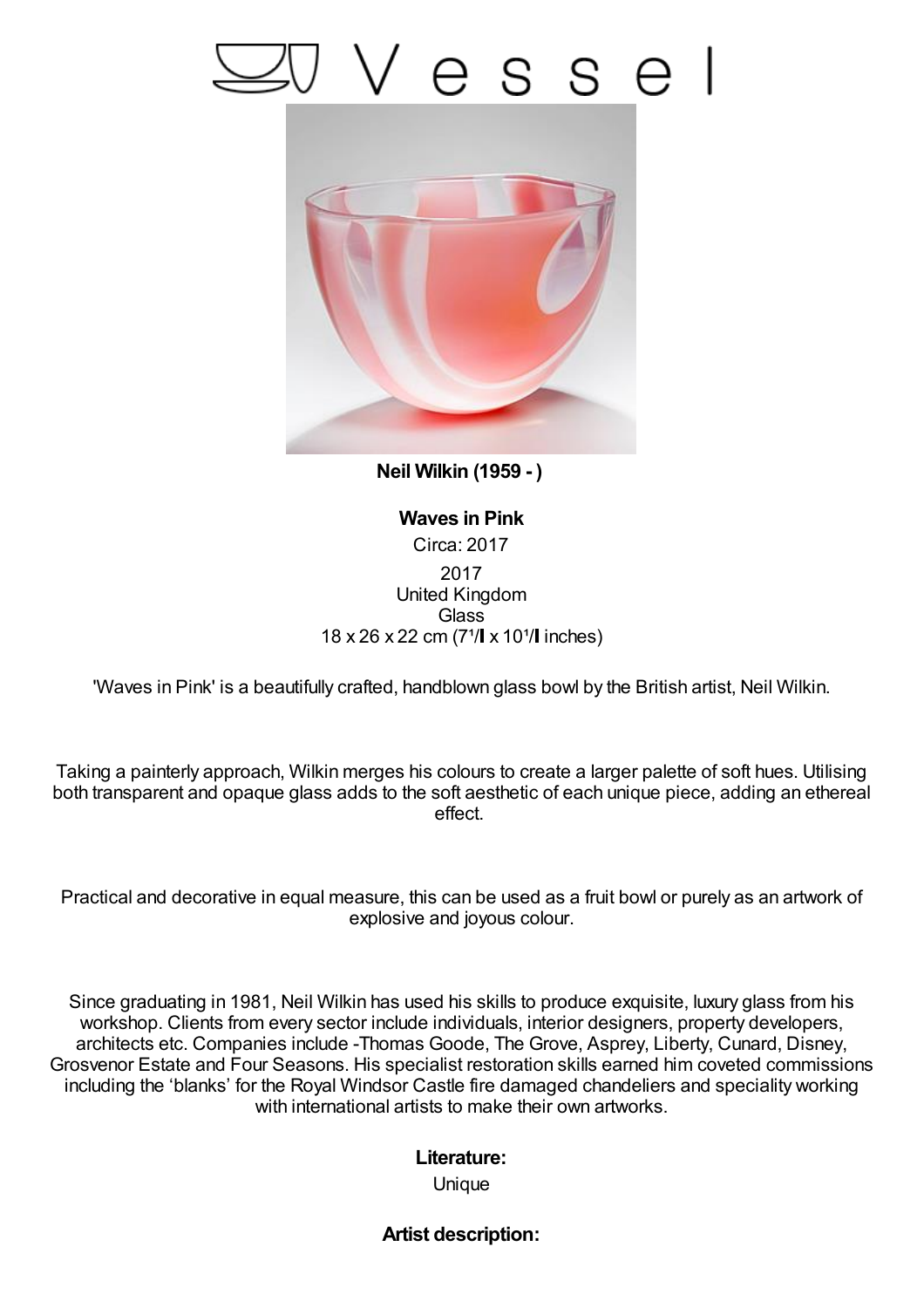# Vessel

**Neil Wilkin (1959 - )**

**Waves in Pink**

Circa: 2017

2017
United Kingdom
Glass
18 x 26 x 22 cm (7¹/ x 10¹/ inches)

'Waves in Pink' is a beautifully crafted, handblown glass bowl by the British artist, Neil Wilkin.

Taking a painterly approach, Wilkin merges his colours to create a larger palette of soft hues. Utilising both transparent and opaque glass adds to the soft aesthetic of each unique piece, adding an ethereal effect.

Practical and decorative in equal measure, this can be used as a fruit bowl or purely as an artwork of explosive and joyous colour.

Since graduating in 1981, Neil Wilkin has used his skills to produce exquisite, luxury glass from his workshop. Clients from every sector include individuals, interior designers, property developers, architects etc. Companies include -Thomas Goode, The Grove, Asprey, Liberty, Cunard, Disney, Grosvenor Estate and Four Seasons. His specialist restoration skills earned him coveted commissions including the 'blanks' for the Royal Windsor Castle fire damaged chandeliers and speciality working with international artists to make their own artworks.

**Literature:**

Unique

**Artist description:**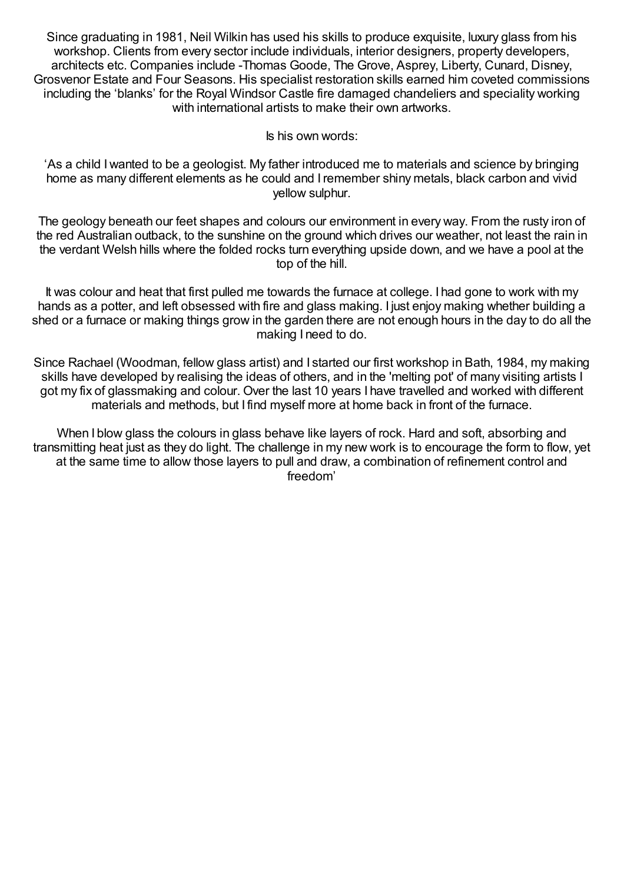Since graduating in 1981, Neil Wilkin has used his skills to produce exquisite, luxury glass from his workshop. Clients from every sector include individuals, interior designers, property developers, architects etc. Companies include -Thomas Goode, The Grove, Asprey, Liberty, Cunard, Disney, Grosvenor Estate and Four Seasons. His specialist restoration skills earned him coveted commissions including the 'blanks' for the Royal Windsor Castle fire damaged chandeliers and speciality working with international artists to make their own artworks.

Is his own words:

'As a child I wanted to be a geologist. My father introduced me to materials and science by bringing home as many different elements as he could and I remember shiny metals, black carbon and vivid yellow sulphur.

The geology beneath our feet shapes and colours our environment in every way. From the rusty iron of the red Australian outback, to the sunshine on the ground which drives our weather, not least the rain in the verdant Welsh hills where the folded rocks turn everything upside down, and we have a pool at the top of the hill.

It was colour and heat that first pulled me towards the furnace at college. I had gone to work with my hands as a potter, and left obsessed with fire and glass making. I just enjoy making whether building a shed or a furnace or making things grow in the garden there are not enough hours in the day to do all the making I need to do.

Since Rachael (Woodman, fellow glass artist) and I started our first workshop in Bath, 1984, my making skills have developed by realising the ideas of others, and in the 'melting pot' of many visiting artists I got my fix of glassmaking and colour. Over the last 10 years I have travelled and worked with different materials and methods, but I find myself more at home back in front of the furnace.

When I blow glass the colours in glass behave like layers of rock. Hard and soft, absorbing and transmitting heat just as they do light. The challenge in my new work is to encourage the form to flow, yet at the same time to allow those layers to pull and draw, a combination of refinement control and freedom'